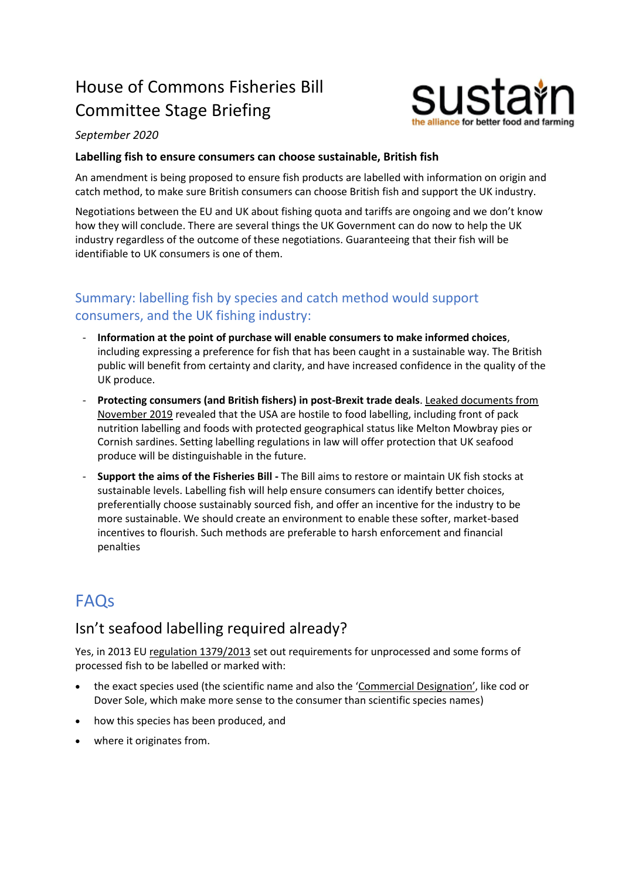# House of Commons Fisheries Bill Committee Stage Briefing

*September 2020*

**Labelling fish to ensure consumers can choose sustainable, British fish**

An amendment is being proposed to ensure fish products are labelled with information on origin and catch method, to make sure British consumers can choose British fish and support the UK industry.

Negotiations between the EU and UK about fishing quota and tariffs are ongoing and we don't know how they will conclude. There are several things the UK Government can do now to help the UK industry regardless of the outcome of these negotiations. Guaranteeing that their fish will be identifiable to UK consumers is one of them.

## Summary: labelling fish by species and catch method would support consumers, and the UK fishing industry:

- **Information at the point of purchase will enable consumers to make informed choices**, including expressing a preference for fish that has been caught in a sustainable way. The British public will benefit from certainty and clarity, and have increased confidence in the quality of the UK produce.
- **Protecting consumers (and British fishers) in post-Brexit trade deals**. Leaked documents from November 2019 revealed that the USA are hostile to food labelling, including front of pack nutrition labelling and foods with protected geographical status like Melton Mowbray pies or Cornish sardines. Setting labelling regulations in law will offer protection that UK seafood produce will be distinguishable in the future.
- **Support the aims of the Fisheries Bill -** The Bill aims to restore or maintain UK fish stocks at sustainable levels. Labelling fish will help ensure consumers can identify better choices, preferentially choose sustainably sourced fish, and offer an incentive for the industry to be more sustainable. We should create an environment to enable these softer, market-based incentives to flourish. Such methods are preferable to harsh enforcement and financial penalties

# FAQs

## Isn't seafood labelling required already?

Yes, in 2013 EU regulation 1379/2013 set out requirements for unprocessed and some forms of processed fish to be labelled or marked with:

- the exact species used (the scientific name and also the 'Commercial Designation', like cod or Dover Sole, which make more sense to the consumer than scientific species names)
- how this species has been produced, and
- where it originates from.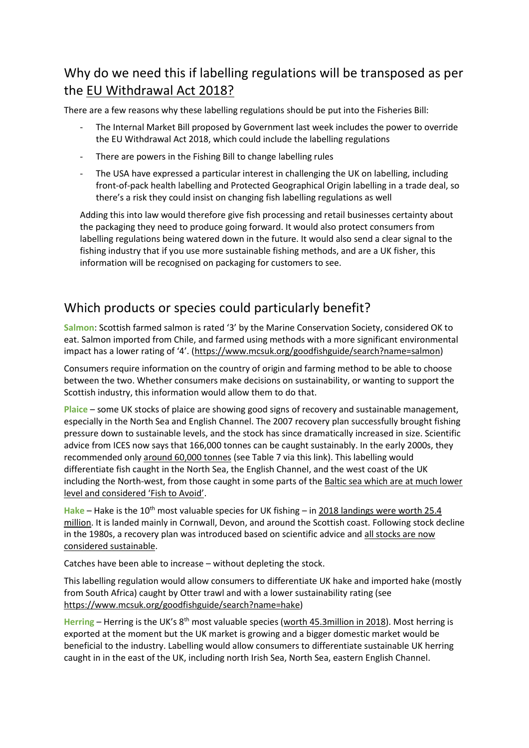## Why do we need this if labelling regulations will be transposed as per the EU Withdrawal Act 2018?

There are a few reasons why these labelling regulations should be put into the Fisheries Bill:

- The Internal Market Bill proposed by Government last week includes the power to override the EU Withdrawal Act 2018, which could include the labelling regulations
- There are powers in the Fishing Bill to change labelling rules
- The USA have expressed a particular interest in challenging the UK on labelling, including front-of-pack health labelling and Protected Geographical Origin labelling in a trade deal, so there's a risk they could insist on changing fish labelling regulations as well

Adding this into law would therefore give fish processing and retail businesses certainty about the packaging they need to produce going forward. It would also protect consumers from labelling regulations being watered down in the future. It would also send a clear signal to the fishing industry that if you use more sustainable fishing methods, and are a UK fisher, this information will be recognised on packaging for customers to see.

## Which products or species could particularly benefit?

**Salmon**: Scottish farmed salmon is rated '3' by the Marine Conservation Society, considered OK to eat. Salmon imported from Chile, and farmed using methods with a more significant environmental impact has a lower rating of '4'. (https://www.mcsuk.org/goodfishguide/search?name=salmon)

Consumers require information on the country of origin and farming method to be able to choose between the two. Whether consumers make decisions on sustainability, or wanting to support the Scottish industry, this information would allow them to do that.

**Plaice** – some UK stocks of plaice are showing good signs of recovery and sustainable management, especially in the North Sea and English Channel. The 2007 recovery plan successfully brought fishing pressure down to sustainable levels, and the stock has since dramatically increased in size. Scientific advice from ICES now says that 166,000 tonnes can be caught sustainably. In the early 2000s, they recommended only around 60,000 tonnes (see Table 7 via this link). This labelling would differentiate fish caught in the North Sea, the English Channel, and the west coast of the UK including the North-west, from those caught in some parts of the Baltic sea which are at much lower level and considered 'Fish to Avoid'.

**Hake** – Hake is the 10th most valuable species for UK fishing – in 2018 landings were worth 25.4 million. It is landed mainly in Cornwall, Devon, and around the Scottish coast. Following stock decline in the 1980s, a recovery plan was introduced based on scientific advice and all stocks are now considered sustainable.

Catches have been able to increase – without depleting the stock.

This labelling regulation would allow consumers to differentiate UK hake and imported hake (mostly from South Africa) caught by Otter trawl and with a lower sustainability rating (see https://www.mcsuk.org/goodfishguide/search?name=hake)

**Herring** – Herring is the UK's 8th most valuable species (worth 45.3million in 2018). Most herring is exported at the moment but the UK market is growing and a bigger domestic market would be beneficial to the industry. Labelling would allow consumers to differentiate sustainable UK herring caught in in the east of the UK, including north Irish Sea, North Sea, eastern English Channel.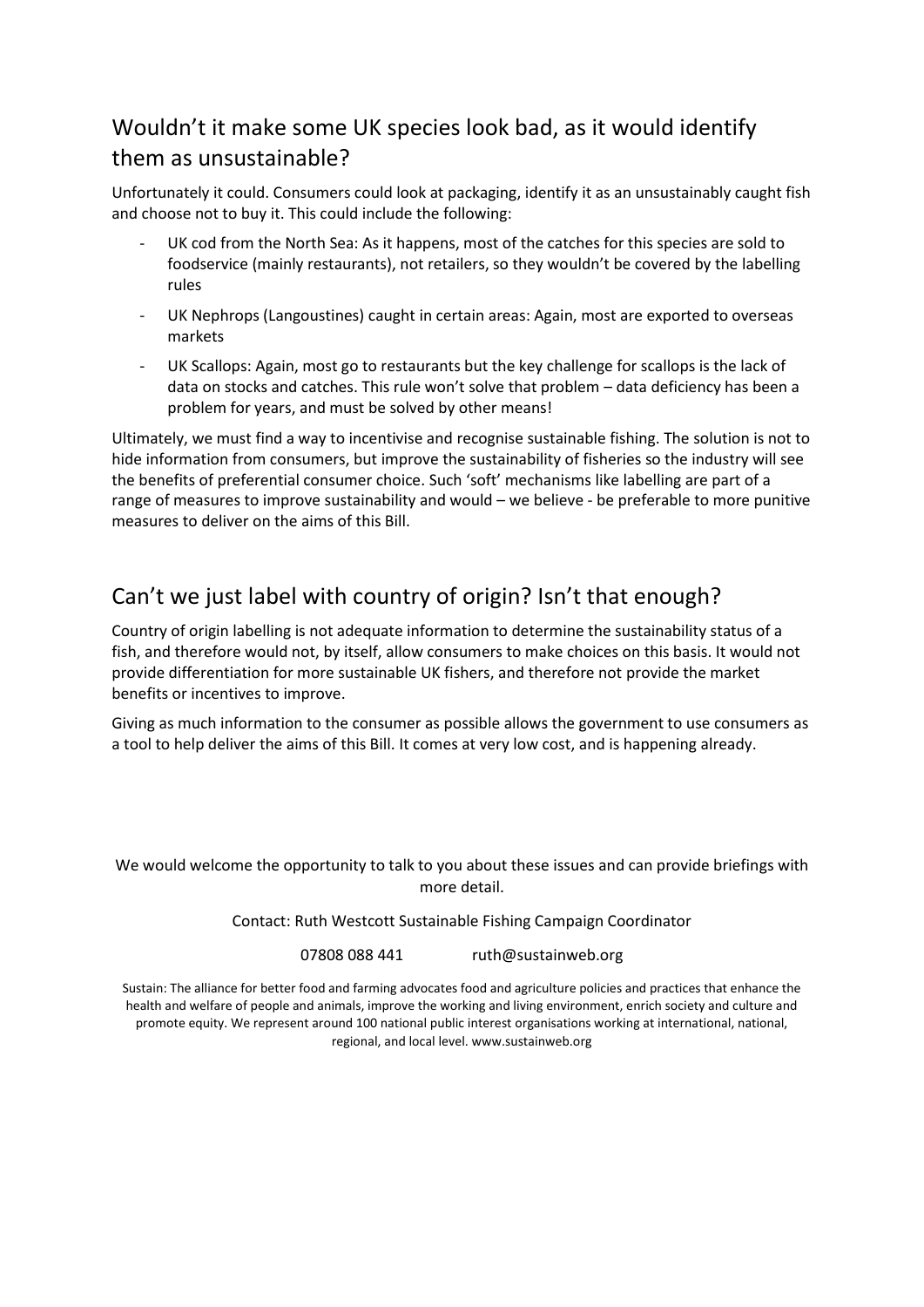## Wouldn't it make some UK species look bad, as it would identify them as unsustainable?

Unfortunately it could. Consumers could look at packaging, identify it as an unsustainably caught fish and choose not to buy it. This could include the following:

- UK cod from the North Sea: As it happens, most of the catches for this species are sold to foodservice (mainly restaurants), not retailers, so they wouldn't be covered by the labelling rules
- UK Nephrops (Langoustines) caught in certain areas: Again, most are exported to overseas markets
- UK Scallops: Again, most go to restaurants but the key challenge for scallops is the lack of data on stocks and catches. This rule won't solve that problem – data deficiency has been a problem for years, and must be solved by other means!

Ultimately, we must find a way to incentivise and recognise sustainable fishing. The solution is not to hide information from consumers, but improve the sustainability of fisheries so the industry will see the benefits of preferential consumer choice. Such 'soft' mechanisms like labelling are part of a range of measures to improve sustainability and would – we believe - be preferable to more punitive measures to deliver on the aims of this Bill.

## Can't we just label with country of origin? Isn't that enough?

Country of origin labelling is not adequate information to determine the sustainability status of a fish, and therefore would not, by itself, allow consumers to make choices on this basis. It would not provide differentiation for more sustainable UK fishers, and therefore not provide the market benefits or incentives to improve.

Giving as much information to the consumer as possible allows the government to use consumers as a tool to help deliver the aims of this Bill. It comes at very low cost, and is happening already.

We would welcome the opportunity to talk to you about these issues and can provide briefings with more detail.

Contact: Ruth Westcott Sustainable Fishing Campaign Coordinator

07808 088 441 ruth@sustainweb.org

Sustain: The alliance for better food and farming advocates food and agriculture policies and practices that enhance the health and welfare of people and animals, improve the working and living environment, enrich society and culture and promote equity. We represent around 100 national public interest organisations working at international, national, regional, and local level. www.sustainweb.org